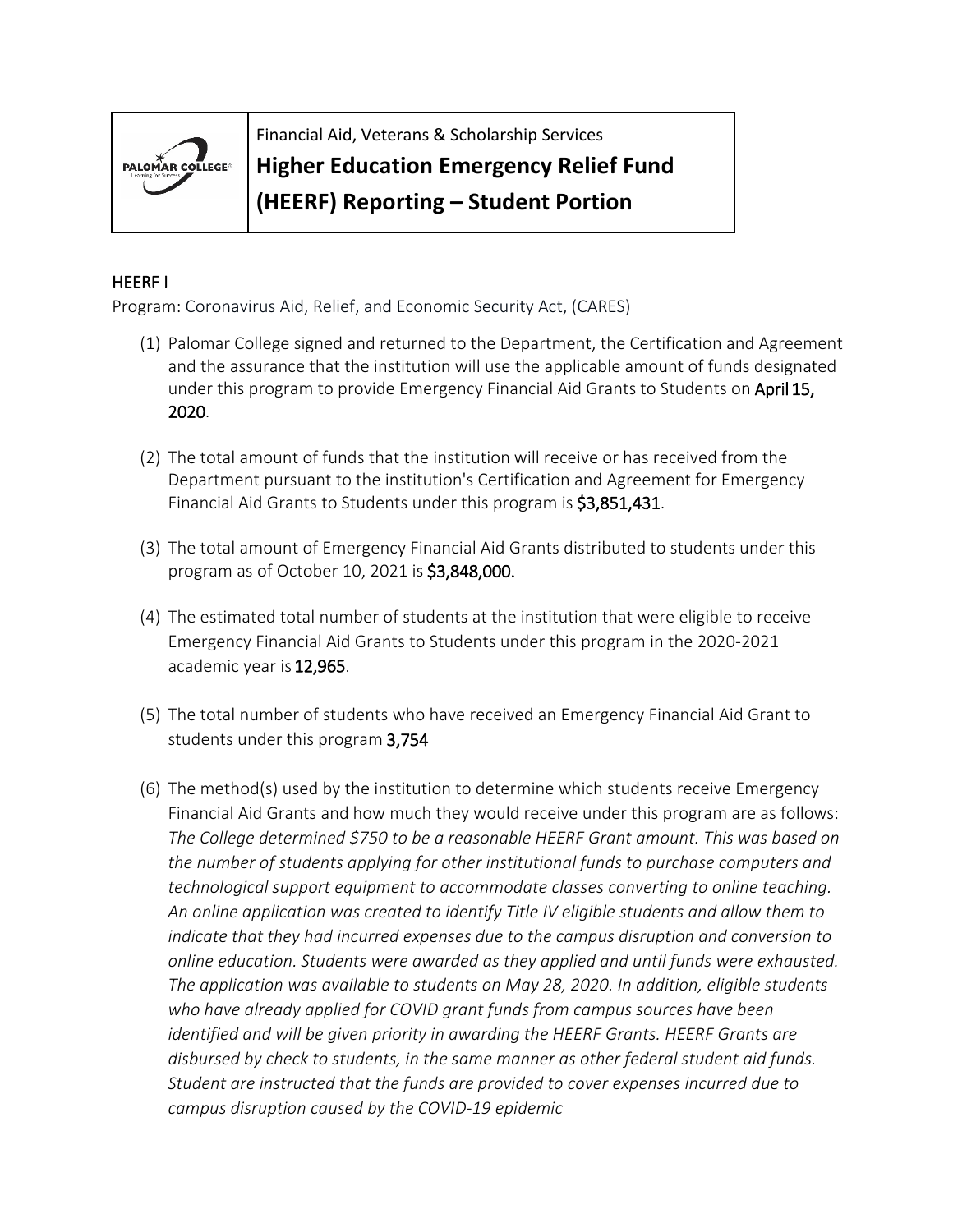Financial Aid, Veterans & Scholarship Services

# Higher Education Emergency Relief Fund (HEERF) Reporting – Student Portion

## HEERF I

Program: Coronavirus Aid, Relief, and Economic Security Act, (CARES)

(1) Palomar College signed and returned to the Department, the Certification and Agreement and the assurance that the institution will use the applicable amount of funds designated under this program to provide Emergency Financial Aid Grants to Students on **April 15, 2020**.

(2) The total amount of funds that the institution will receive or has received from the Department pursuant to the institution's Certification and Agreement for Emergency Financial Aid Grants to Students under this program is **$3,851,431**.

(3) The total amount of Emergency Financial Aid Grants distributed to students under this program as of October 10, 2021 is **$3,848,000.**

(4) The estimated total number of students at the institution that were eligible to receive Emergency Financial Aid Grants to Students under this program in the 2020-2021 academic year is **12,965**.

(5) The total number of students who have received an Emergency Financial Aid Grant to students under this program **3,754**

(6) The method(s) used by the institution to determine which students receive Emergency Financial Aid Grants and how much they would receive under this program are as follows: *The College determined $750 to be a reasonable HEERF Grant amount. This was based on the number of students applying for other institutional funds to purchase computers and technological support equipment to accommodate classes converting to online teaching. An online application was created to identify Title IV eligible students and allow them to indicate that they had incurred expenses due to the campus disruption and conversion to online education. Students were awarded as they applied and until funds were exhausted. The application was available to students on May 28, 2020. In addition, eligible students who have already applied for COVID grant funds from campus sources have been identified and will be given priority in awarding the HEERF Grants. HEERF Grants are disbursed by check to students, in the same manner as other federal student aid funds. Student are instructed that the funds are provided to cover expenses incurred due to campus disruption caused by the COVID-19 epidemic*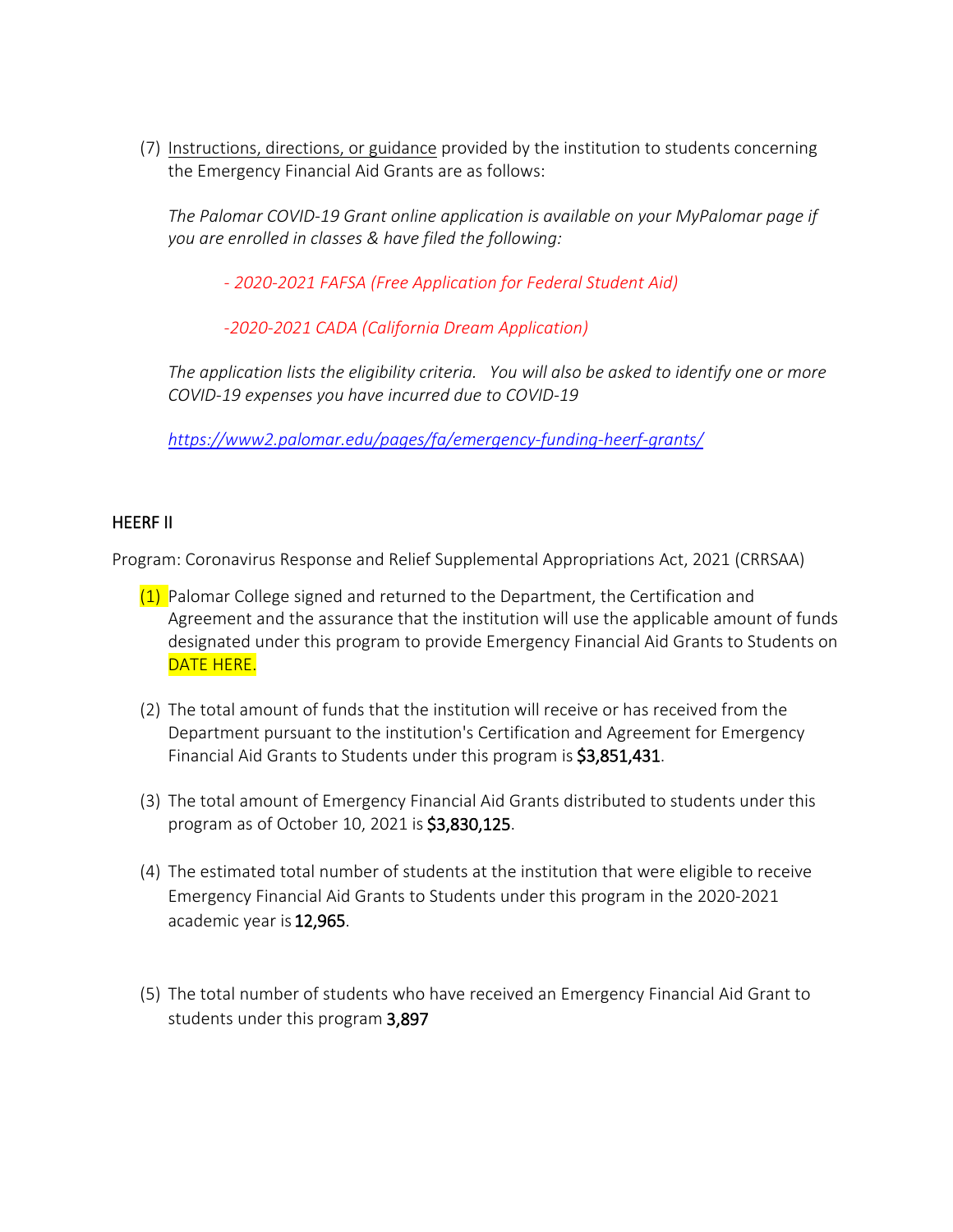(7) Instructions, directions, or guidance provided by the institution to students concerning the Emergency Financial Aid Grants are as follows:

*The Palomar COVID-19 Grant online application is available on your MyPalomar page if you are enrolled in classes & have filed the following:*

*- 2020-2021 FAFSA (Free Application for Federal Student Aid)*

*-2020-2021 CADA (California Dream Application)*

*The application lists the eligibility criteria. You will also be asked to identify one or more COVID-19 expenses you have incurred due to COVID-19*

*https://www2.palomar.edu/pages/fa/emergency-funding-heerf-grants/*

## HEERF II

Program: Coronavirus Response and Relief Supplemental Appropriations Act, 2021 (CRRSAA)

(1) Palomar College signed and returned to the Department, the Certification and Agreement and the assurance that the institution will use the applicable amount of funds designated under this program to provide Emergency Financial Aid Grants to Students on DATE HERE.

(2) The total amount of funds that the institution will receive or has received from the Department pursuant to the institution's Certification and Agreement for Emergency Financial Aid Grants to Students under this program is **$3,851,431**.

(3) The total amount of Emergency Financial Aid Grants distributed to students under this program as of October 10, 2021 is **$3,830,125**.

(4) The estimated total number of students at the institution that were eligible to receive Emergency Financial Aid Grants to Students under this program in the 2020-2021 academic year is **12,965**.

(5) The total number of students who have received an Emergency Financial Aid Grant to students under this program **3,897**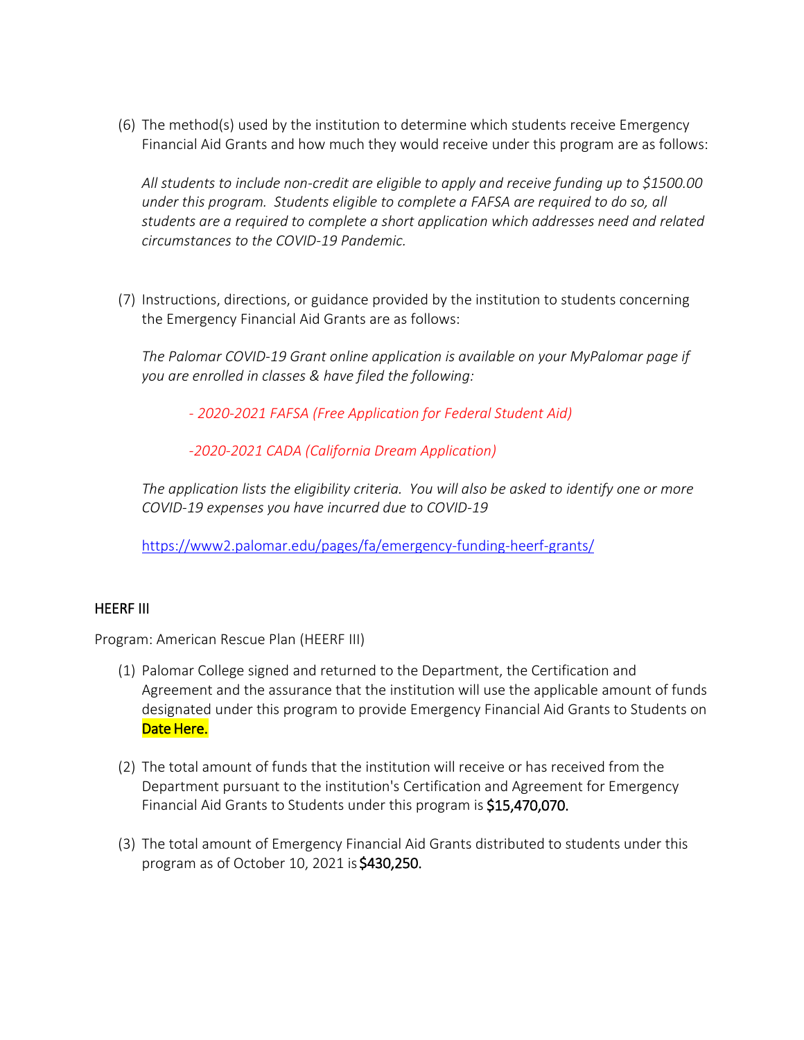(6) The method(s) used by the institution to determine which students receive Emergency Financial Aid Grants and how much they would receive under this program are as follows:

*All students to include non-credit are eligible to apply and receive funding up to $1500.00 under this program. Students eligible to complete a FAFSA are required to do so, all students are a required to complete a short application which addresses need and related circumstances to the COVID-19 Pandemic.*

(7) Instructions, directions, or guidance provided by the institution to students concerning the Emergency Financial Aid Grants are as follows:

*The Palomar COVID-19 Grant online application is available on your MyPalomar page if you are enrolled in classes & have filed the following:*

*- 2020-2021 FAFSA (Free Application for Federal Student Aid)*

*-2020-2021 CADA (California Dream Application)*

*The application lists the eligibility criteria. You will also be asked to identify one or more COVID-19 expenses you have incurred due to COVID-19*

https://www2.palomar.edu/pages/fa/emergency-funding-heerf-grants/

## HEERF III

Program: American Rescue Plan (HEERF III)

(1) Palomar College signed and returned to the Department, the Certification and Agreement and the assurance that the institution will use the applicable amount of funds designated under this program to provide Emergency Financial Aid Grants to Students on Date Here.

(2) The total amount of funds that the institution will receive or has received from the Department pursuant to the institution's Certification and Agreement for Emergency Financial Aid Grants to Students under this program is $15,470,070.

(3) The total amount of Emergency Financial Aid Grants distributed to students under this program as of October 10, 2021 is $430,250.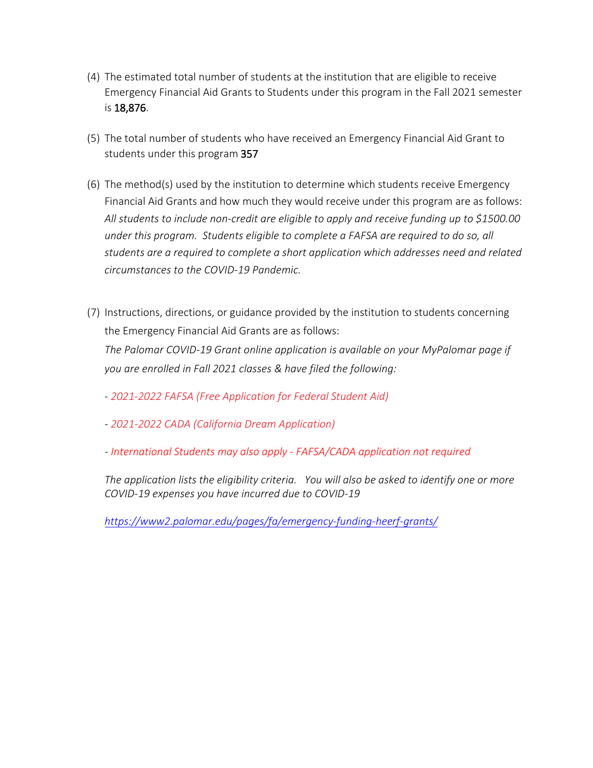(4) The estimated total number of students at the institution that are eligible to receive Emergency Financial Aid Grants to Students under this program in the Fall 2021 semester is 18,876.

(5) The total number of students who have received an Emergency Financial Aid Grant to students under this program 357

(6) The method(s) used by the institution to determine which students receive Emergency Financial Aid Grants and how much they would receive under this program are as follows: *All students to include non-credit are eligible to apply and receive funding up to $1500.00 under this program. Students eligible to complete a FAFSA are required to do so, all students are a required to complete a short application which addresses need and related circumstances to the COVID-19 Pandemic.*

(7) Instructions, directions, or guidance provided by the institution to students concerning the Emergency Financial Aid Grants are as follows:

*The Palomar COVID-19 Grant online application is available on your MyPalomar page if you are enrolled in Fall 2021 classes & have filed the following:*

- *2021-2022 FAFSA (Free Application for Federal Student Aid)*
- *2021-2022 CADA (California Dream Application)*
- *International Students may also apply - FAFSA/CADA application not required*

*The application lists the eligibility criteria. You will also be asked to identify one or more COVID-19 expenses you have incurred due to COVID-19*

*https://www2.palomar.edu/pages/fa/emergency-funding-heerf-grants/*